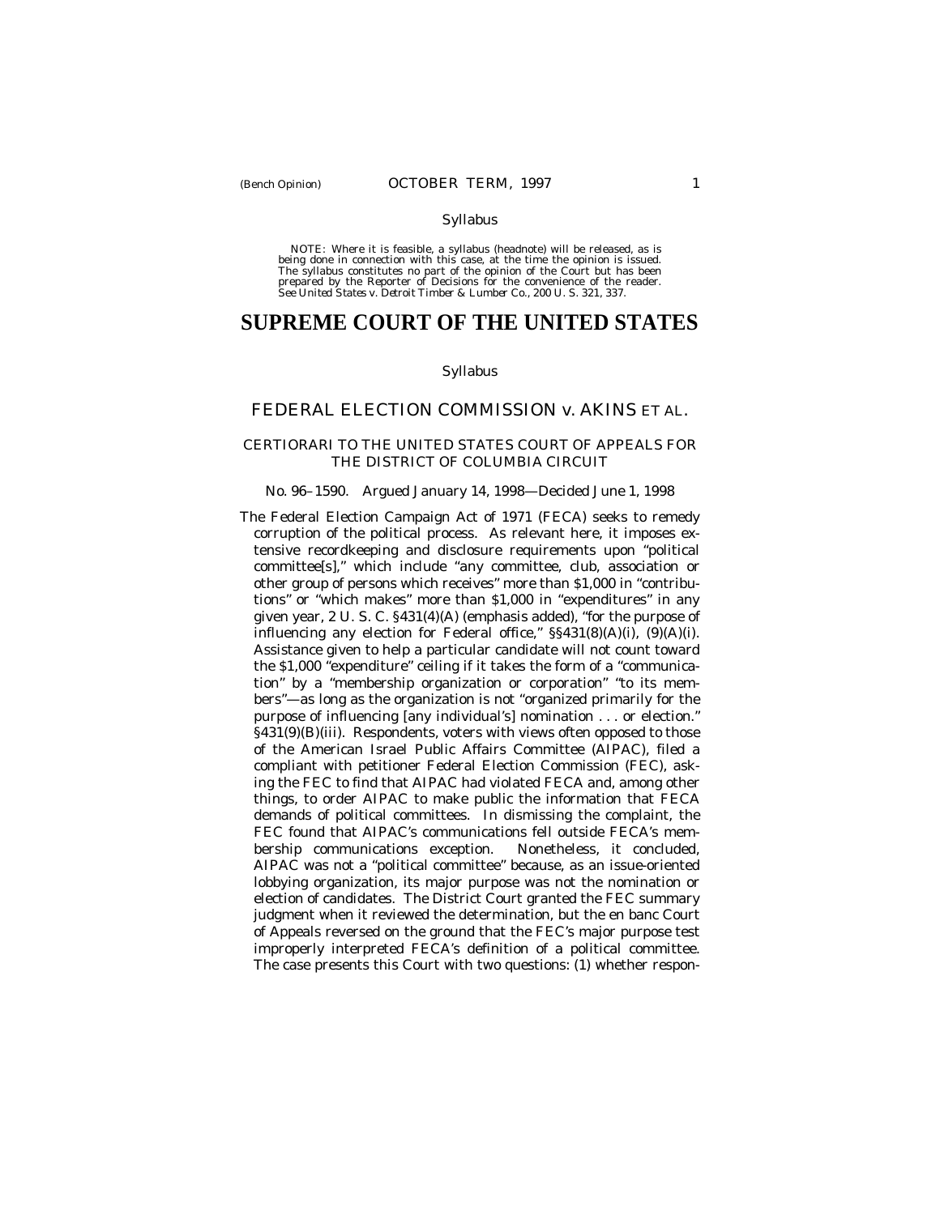Syllabus

NOTE: Where it is feasible, a syllabus (headnote) will be released, as is being done in connection with this case, at the time the opinion is issued. The syllabus constitutes no part of the opinion of the Court but has been prepared by the Reporter of Decisions for the convenience of the reader. See *United States* v. *Detroit Timber & Lumber Co.,* 200 U. S. 321, 337.

# SUPREME COURT OF THE UNITED STATES

Syllabus

## FEDERAL ELECTION COMMISSION *v.* AKINS ET AL.

CERTIORARI TO THE UNITED STATES COURT OF APPEALS FOR THE DISTRICT OF COLUMBIA CIRCUIT

No. 96–1590. Argued January 14, 1998—Decided June 1, 1998

The Federal Election Campaign Act of 1971 (FECA) seeks to remedy corruption of the political process. As relevant here, it imposes extensive recordkeeping and disclosure requirements upon "political committee[s]," which include "any committee, club, association or other group of persons which *receives*" more than $1,000 in "contributions" or "which *makes*" more than $1,000 in "expenditures" in any given year, 2 U. S. C. §431(4)(A) (emphasis added), "for the purpose of influencing any election for Federal office," §§431(8)(A)(i), (9)(A)(i). Assistance given to help a particular candidate will not count toward the $1,000 "expenditure" ceiling if it takes the form of a "communication" by a "membership organization or corporation" "to its members"—as long as the organization is not "organized primarily for the purpose of influencing [any individual's] nomination . . . or election." §431(9)(B)(iii). Respondents, voters with views often opposed to those of the American Israel Public Affairs Committee (AIPAC), filed a compliant with petitioner Federal Election Commission (FEC), asking the FEC to find that AIPAC had violated FECA and, among other things, to order AIPAC to make public the information that FECA demands of political committees. In dismissing the complaint, the FEC found that AIPAC's communications fell outside FECA's membership communications exception. Nonetheless, it concluded, AIPAC was not a "political committee" because, as an issue-oriented lobbying organization, its major purpose was not the nomination or election of candidates. The District Court granted the FEC summary judgment when it reviewed the determination, but the en banc Court of Appeals reversed on the ground that the FEC's major purpose test improperly interpreted FECA's definition of a political committee. The case presents this Court with two questions: (1) whether respon-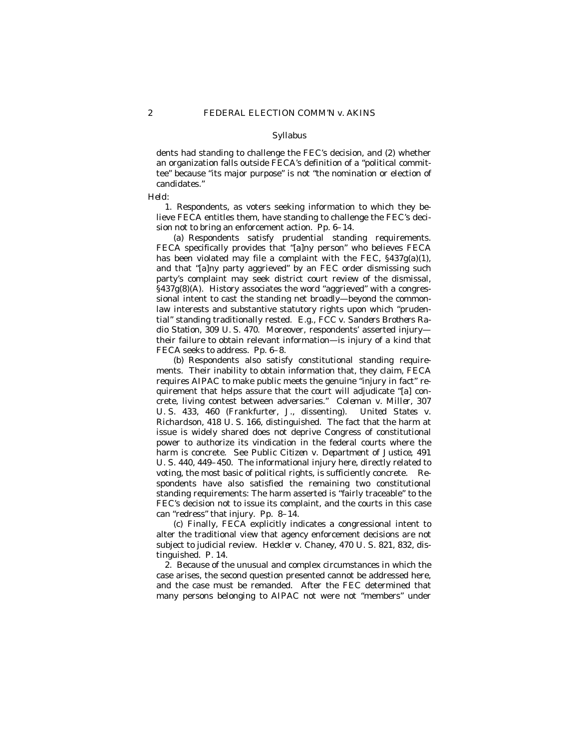dents had standing to challenge the FEC's decision, and (2) whether an organization falls outside FECA's definition of a "political committee" because "its major purpose" is not "the nomination or election of candidates."

*Held:*

1. Respondents, as voters seeking information to which they believe FECA entitles them, have standing to challenge the FEC's decision not to bring an enforcement action. Pp. 6–14.

(a) Respondents satisfy prudential standing requirements. FECA specifically provides that "[a]ny person" who believes FECA has been violated may file a complaint with the FEC, §437g(a)(1), and that "[a]ny party aggrieved" by an FEC order dismissing such party's complaint may seek district court review of the dismissal, §437g(8)(A). History associates the word "aggrieved" with a congressional intent to cast the standing net broadly—beyond the common-law interests and substantive statutory rights upon which "prudential" standing traditionally rested. *E.g., FCC* v. *Sanders Brothers Radio Station,* 309 U. S. 470. Moreover, respondents' asserted injury—their failure to obtain relevant information—is injury of a kind that FECA seeks to address. Pp. 6–8.

(b) Respondents also satisfy constitutional standing requirements. Their inability to obtain information that, they claim, FECA requires AIPAC to make public meets the genuine "injury in fact" requirement that helps assure that the court will adjudicate "[a] concrete, living contest between adversaries." *Coleman* v. *Miller,* 307 U. S. 433, 460 (Frankfurter, J., dissenting). *United States* v. *Richardson,* 418 U. S. 166, distinguished. The fact that the harm at issue is widely shared does not deprive Congress of constitutional power to authorize its vindication in the federal courts where the harm is concrete. See *Public Citizen* v. *Department of Justice,* 491 U. S. 440, 449–450. The informational injury here, directly related to voting, the most basic of political rights, is sufficiently concrete. Respondents have also satisfied the remaining two constitutional standing requirements: The harm asserted is "fairly traceable" to the FEC's decision not to issue its complaint, and the courts in this case can "redress" that injury. Pp. 8–14.

(c) Finally, FECA explicitly indicates a congressional intent to alter the traditional view that agency enforcement decisions are not subject to judicial review. *Heckler* v. *Chaney,* 470 U. S. 821, 832, distinguished. P. 14.

2. Because of the unusual and complex circumstances in which the case arises, the second question presented cannot be addressed here, and the case must be remanded. After the FEC determined that many persons belonging to AIPAC not were not "members" under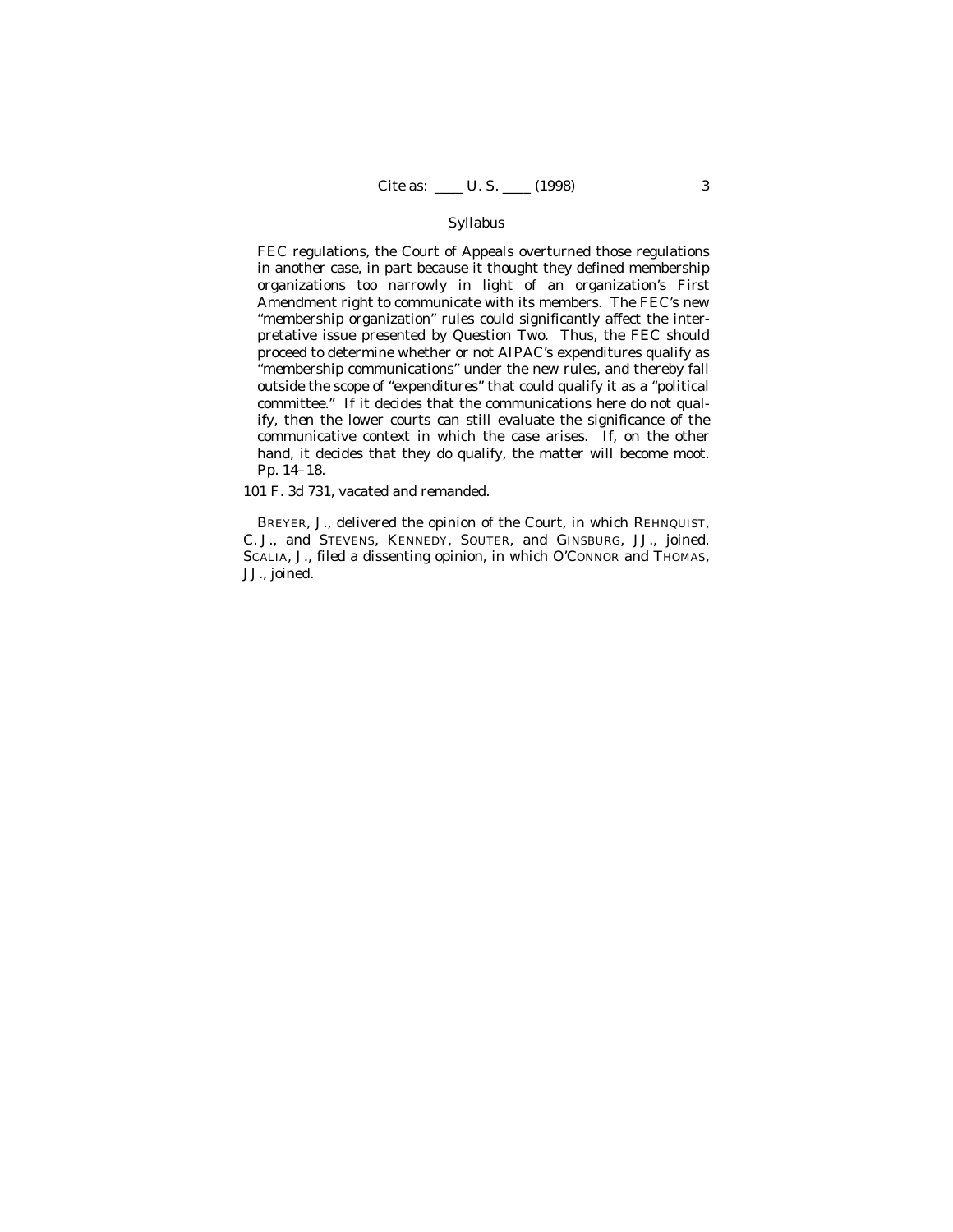FEC regulations, the Court of Appeals overturned those regulations in another case, in part because it thought they defined membership organizations too narrowly in light of an organization's First Amendment right to communicate with its members. The FEC's new "membership organization" rules could significantly affect the interpretative issue presented by Question Two. Thus, the FEC should proceed to determine whether or not AIPAC's expenditures qualify as "membership communications" under the new rules, and thereby fall outside the scope of "expenditures" that could qualify it as a "political committee." If it decides that the communications here do not qualify, then the lower courts can still evaluate the significance of the communicative context in which the case arises. If, on the other hand, it decides that they do qualify, the matter will become moot. Pp. 14–18.

101 F. 3d 731, vacated and remanded.

BREYER, J., delivered the opinion of the Court, in which REHNQUIST, C. J., and STEVENS, KENNEDY, SOUTER, and GINSBURG, JJ., joined. SCALIA, J., filed a dissenting opinion, in which O'CONNOR and THOMAS, JJ., joined.